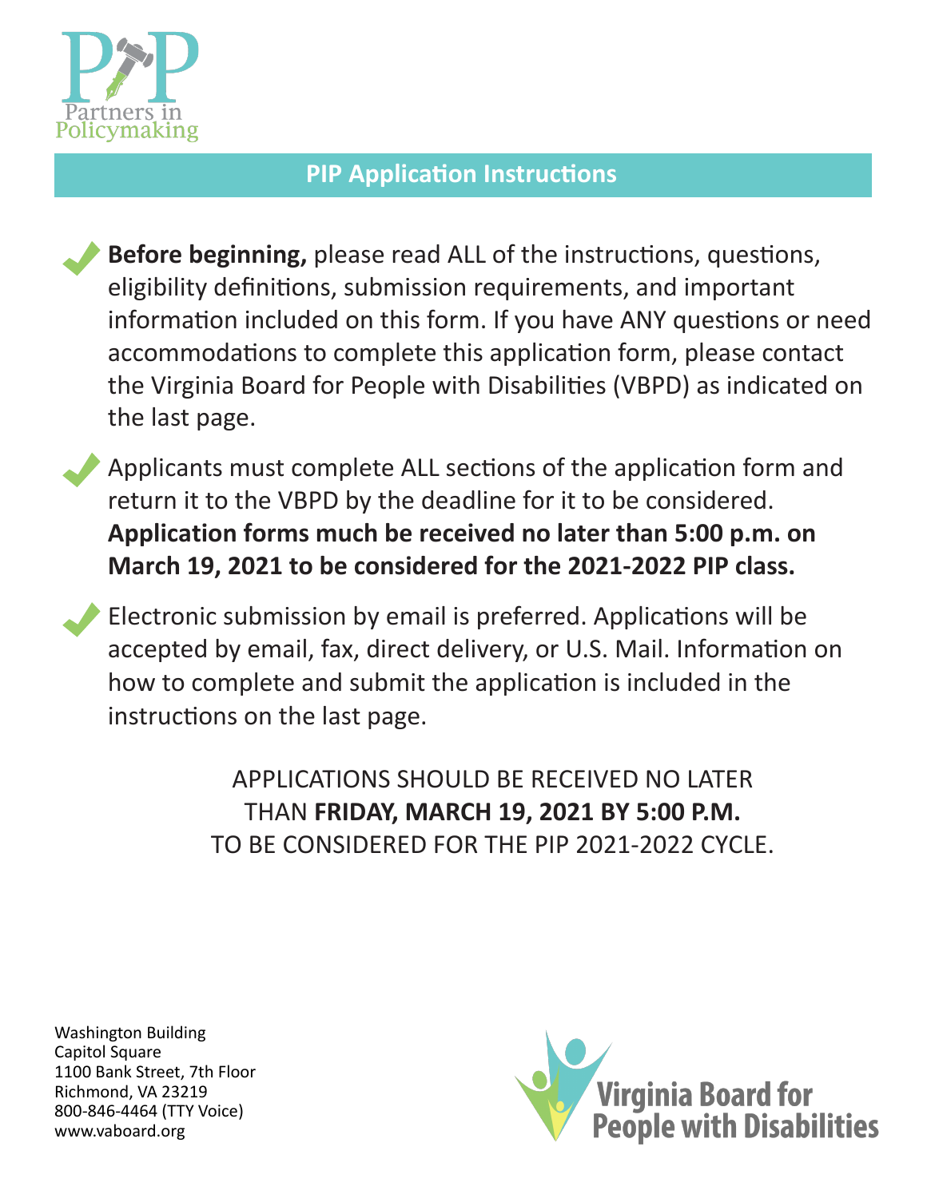Partners in Policymaking

## PIP Application Instructions

- **Before beginning,** please read ALL of the instructions, questions, eligibility definitions, submission requirements, and important information included on this form. If you have ANY questions or need accommodations to complete this application form, please contact the Virginia Board for People with Disabilities (VBPD) as indicated on the last page.

- Applicants must complete ALL sections of the application form and return it to the VBPD by the deadline for it to be considered. **Application forms much be received no later than 5:00 p.m. on March 19, 2021 to be considered for the 2021-2022 PIP class.**

- Electronic submission by email is preferred. Applications will be accepted by email, fax, direct delivery, or U.S. Mail. Information on how to complete and submit the application is included in the instructions on the last page.

APPLICATIONS SHOULD BE RECEIVED NO LATER THAN **FRIDAY, MARCH 19, 2021 BY 5:00 P.M.** TO BE CONSIDERED FOR THE PIP 2021-2022 CYCLE.

Washington Building
Capitol Square
1100 Bank Street, 7th Floor
Richmond, VA 23219
800-846-4464 (TTY Voice)
www.vaboard.org

Virginia Board for People with Disabilities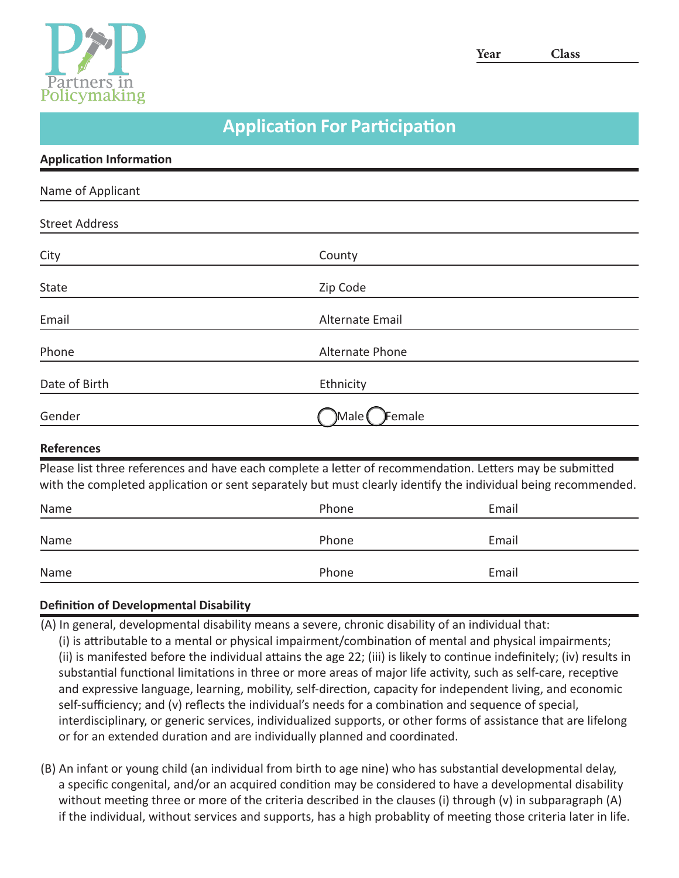Partners in Policymaking

Year Class

## Application For Participation

### Application Information

Name of Applicant

Street Address

City | County

State | Zip Code

Email | Alternate Email

Phone | Alternate Phone

Date of Birth | Ethnicity

Gender ◯ Male ◯ Female

### References

Please list three references and have each complete a letter of recommendation. Letters may be submitted with the completed application or sent separately but must clearly identify the individual being recommended.

| Name | Phone | Email |
|---|---|---|
| Name | Phone | Email |
| Name | Phone | Email |
| Name | Phone | Email |

### Definition of Developmental Disability

(A) In general, developmental disability means a severe, chronic disability of an individual that:
(i) is attributable to a mental or physical impairment/combination of mental and physical impairments; (ii) is manifested before the individual attains the age 22; (iii) is likely to continue indefinitely; (iv) results in substantial functional limitations in three or more areas of major life activity, such as self-care, receptive and expressive language, learning, mobility, self-direction, capacity for independent living, and economic self-sufficiency; and (v) reflects the individual's needs for a combination and sequence of special, interdisciplinary, or generic services, individualized supports, or other forms of assistance that are lifelong or for an extended duration and are individually planned and coordinated.

(B) An infant or young child (an individual from birth to age nine) who has substantial developmental delay, a specific congenital, and/or an acquired condition may be considered to have a developmental disability without meeting three or more of the criteria described in the clauses (i) through (v) in subparagraph (A) if the individual, without services and supports, has a high probablity of meeting those criteria later in life.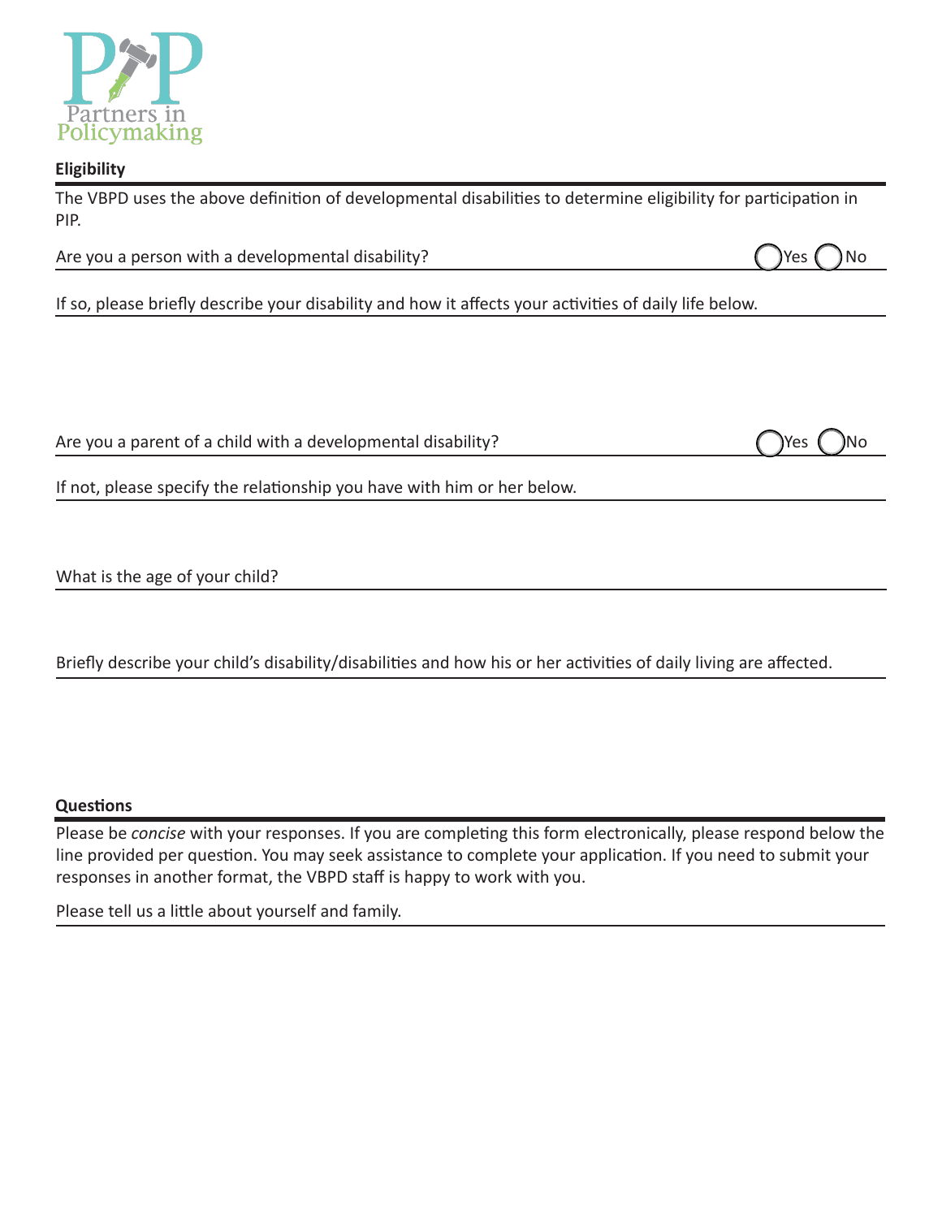## Eligibility

The VBPD uses the above definition of developmental disabilities to determine eligibility for participation in PIP.

Are you a person with a developmental disability? ◯ Yes ◯ No

If so, please briefly describe your disability and how it affects your activities of daily life below.

Are you a parent of a child with a developmental disability? ◯ Yes ◯ No

If not, please specify the relationship you have with him or her below.

What is the age of your child?

Briefly describe your child's disability/disabilities and how his or her activities of daily living are affected.

## Questions

Please be *concise* with your responses. If you are completing this form electronically, please respond below the line provided per question. You may seek assistance to complete your application. If you need to submit your responses in another format, the VBPD staff is happy to work with you.

Please tell us a little about yourself and family.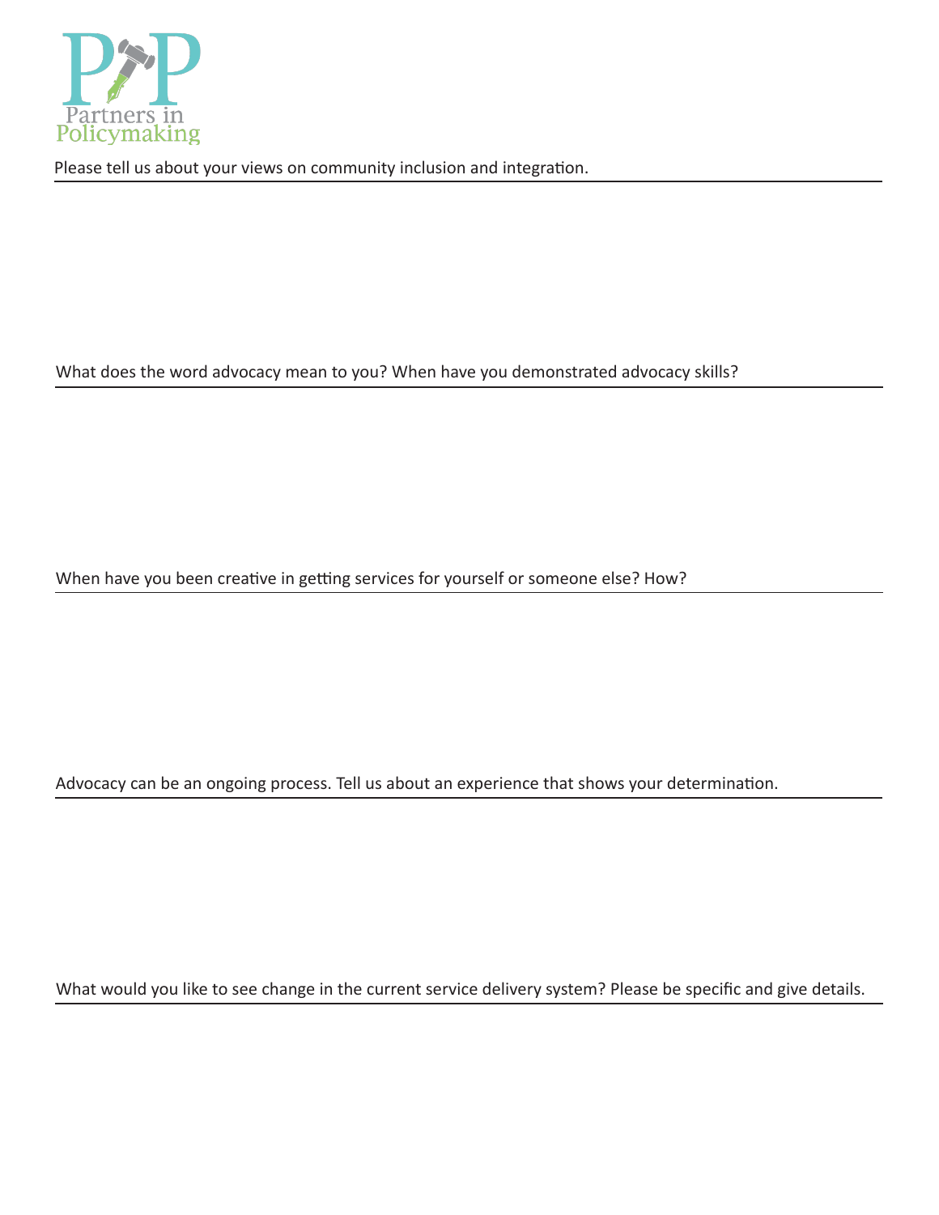Partners in Policymaking

Please tell us about your views on community inclusion and integration.

---

What does the word advocacy mean to you? When have you demonstrated advocacy skills?

---

When have you been creative in getting services for yourself or someone else? How?

---

Advocacy can be an ongoing process. Tell us about an experience that shows your determination.

---

What would you like to see change in the current service delivery system? Please be specific and give details.

---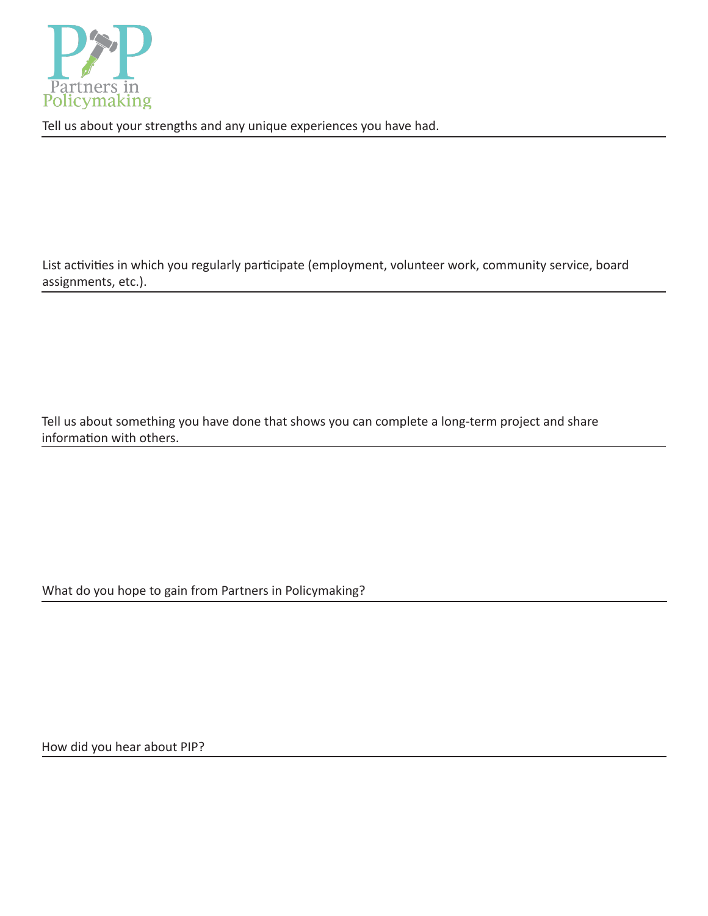Partners in Policymaking

Tell us about your strengths and any unique experiences you have had.

---

List activities in which you regularly participate (employment, volunteer work, community service, board assignments, etc.).

---

Tell us about something you have done that shows you can complete a long-term project and share information with others.

---

What do you hope to gain from Partners in Policymaking?

---

How did you hear about PIP?

---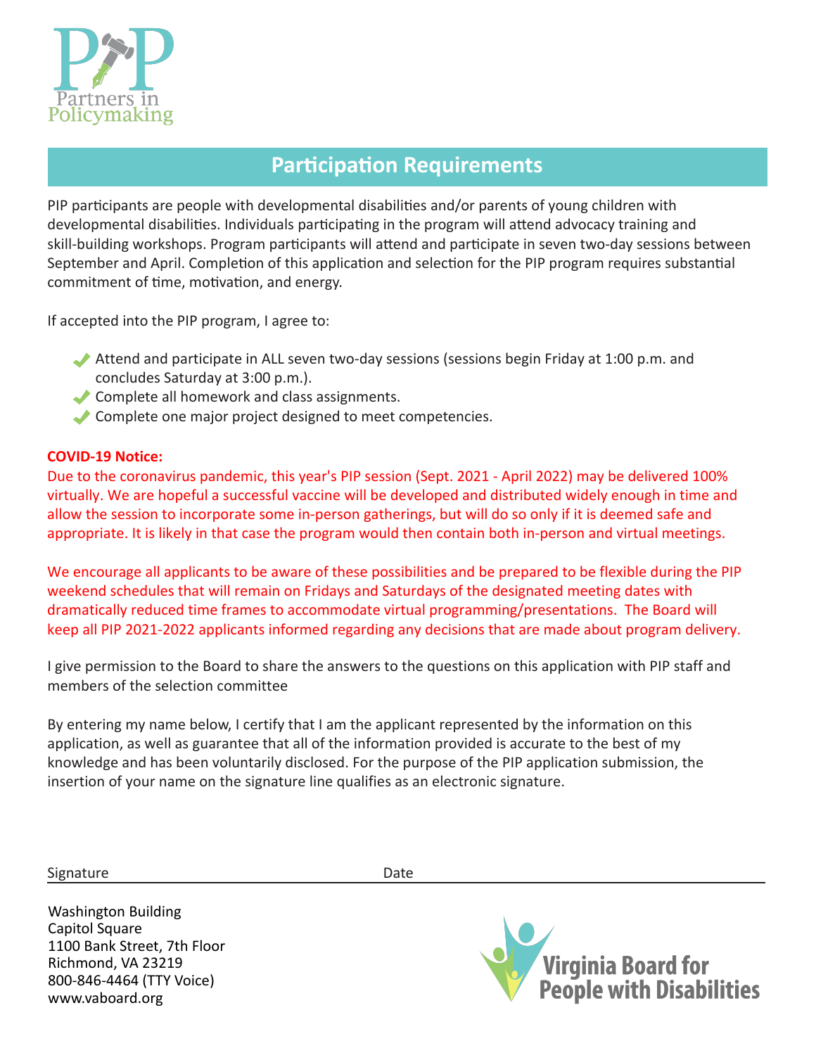Partners in Policymaking

## Participation Requirements

PIP participants are people with developmental disabilities and/or parents of young children with developmental disabilities. Individuals participating in the program will attend advocacy training and skill-building workshops. Program participants will attend and participate in seven two-day sessions between September and April. Completion of this application and selection for the PIP program requires substantial commitment of time, motivation, and energy.

If accepted into the PIP program, I agree to:

- Attend and participate in ALL seven two-day sessions (sessions begin Friday at 1:00 p.m. and concludes Saturday at 3:00 p.m.).
- Complete all homework and class assignments.
- Complete one major project designed to meet competencies.

**COVID-19 Notice:**
Due to the coronavirus pandemic, this year's PIP session (Sept. 2021 - April 2022) may be delivered 100% virtually. We are hopeful a successful vaccine will be developed and distributed widely enough in time and allow the session to incorporate some in-person gatherings, but will do so only if it is deemed safe and appropriate. It is likely in that case the program would then contain both in-person and virtual meetings.

We encourage all applicants to be aware of these possibilities and be prepared to be flexible during the PIP weekend schedules that will remain on Fridays and Saturdays of the designated meeting dates with dramatically reduced time frames to accommodate virtual programming/presentations. The Board will keep all PIP 2021-2022 applicants informed regarding any decisions that are made about program delivery.

I give permission to the Board to share the answers to the questions on this application with PIP staff and members of the selection committee

By entering my name below, I certify that I am the applicant represented by the information on this application, as well as guarantee that all of the information provided is accurate to the best of my knowledge and has been voluntarily disclosed. For the purpose of the PIP application submission, the insertion of your name on the signature line qualifies as an electronic signature.

Signature _______________________ Date _______________________

Washington Building
Capitol Square
1100 Bank Street, 7th Floor
Richmond, VA 23219
800-846-4464 (TTY Voice)
www.vaboard.org

Virginia Board for People with Disabilities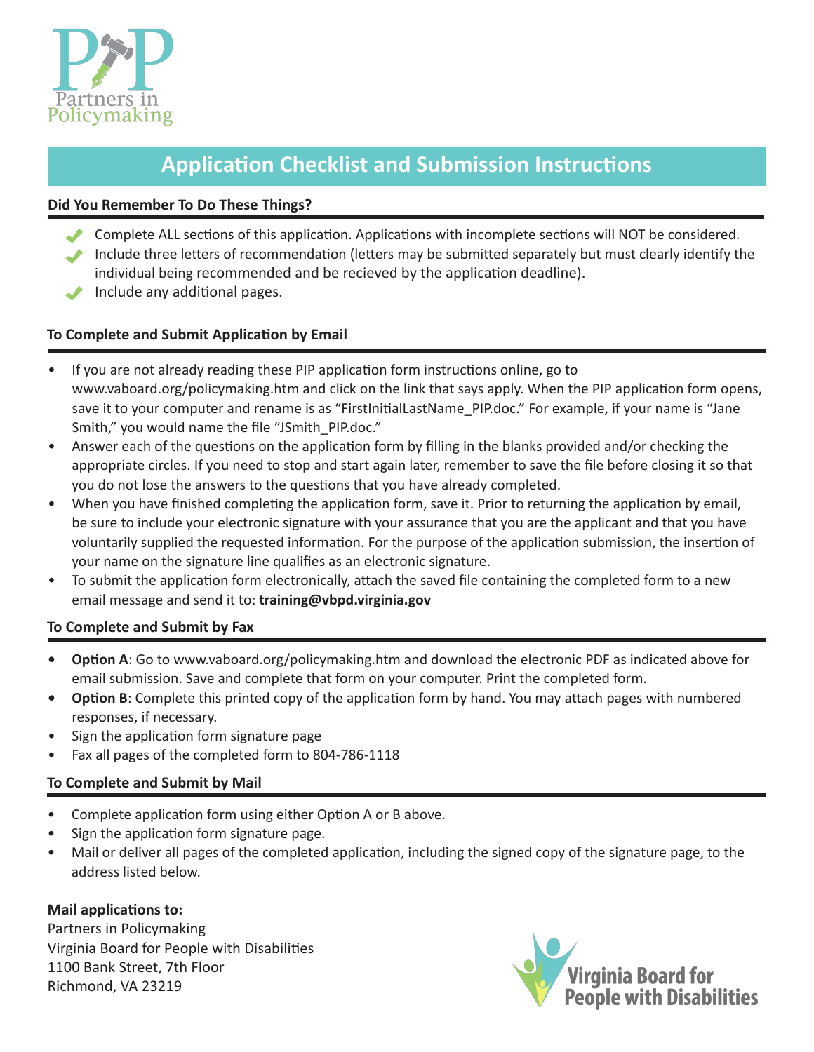# Application Checklist and Submission Instructions

**Did You Remember To Do These Things?**

- Complete ALL sections of this application. Applications with incomplete sections will NOT be considered.
- Include three letters of recommendation (letters may be submitted separately but must clearly identify the individual being recommended and be recieved by the application deadline).
- Include any additional pages.

**To Complete and Submit Application by Email**

- If you are not already reading these PIP application form instructions online, go to www.vaboard.org/policymaking.htm and click on the link that says apply. When the PIP application form opens, save it to your computer and rename is as "FirstInitialLastName_PIP.doc." For example, if your name is "Jane Smith," you would name the file "JSmith_PIP.doc."
- Answer each of the questions on the application form by filling in the blanks provided and/or checking the appropriate circles. If you need to stop and start again later, remember to save the file before closing it so that you do not lose the answers to the questions that you have already completed.
- When you have finished completing the application form, save it. Prior to returning the application by email, be sure to include your electronic signature with your assurance that you are the applicant and that you have voluntarily supplied the requested information. For the purpose of the application submission, the insertion of your name on the signature line qualifies as an electronic signature.
- To submit the application form electronically, attach the saved file containing the completed form to a new email message and send it to: **training@vbpd.virginia.gov**

**To Complete and Submit by Fax**

- **Option A**: Go to www.vaboard.org/policymaking.htm and download the electronic PDF as indicated above for email submission. Save and complete that form on your computer. Print the completed form.
- **Option B**: Complete this printed copy of the application form by hand. You may attach pages with numbered responses, if necessary.
- Sign the application form signature page
- Fax all pages of the completed form to 804-786-1118

**To Complete and Submit by Mail**

- Complete application form using either Option A or B above.
- Sign the application form signature page.
- Mail or deliver all pages of the completed application, including the signed copy of the signature page, to the address listed below.

**Mail applications to:**
Partners in Policymaking
Virginia Board for People with Disabilities
1100 Bank Street, 7th Floor
Richmond, VA 23219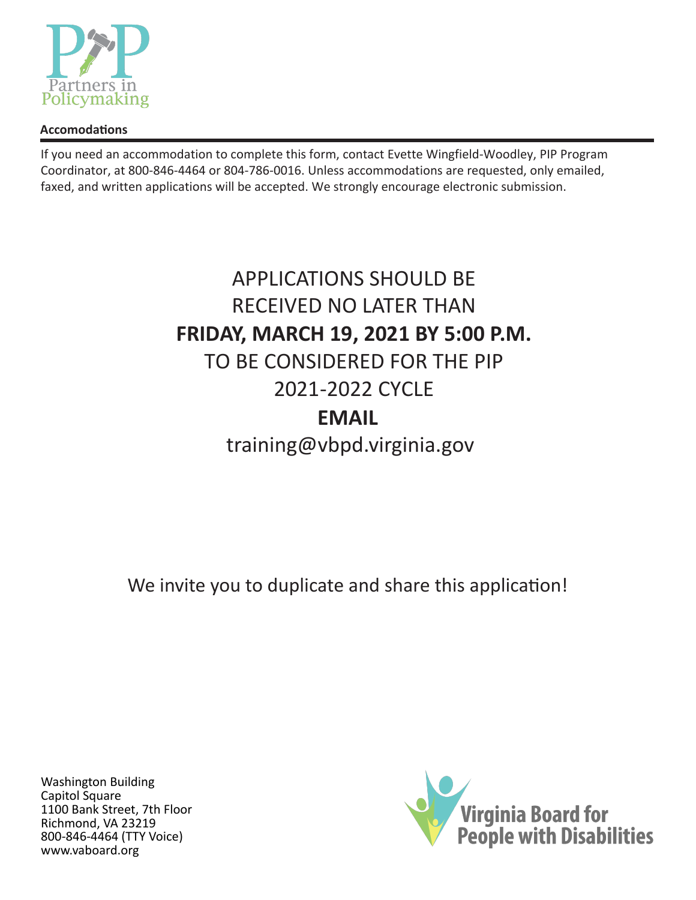Partners in Policymaking

### Accomodations

If you need an accommodation to complete this form, contact Evette Wingfield-Woodley, PIP Program Coordinator, at 800-846-4464 or 804-786-0016. Unless accommodations are requested, only emailed, faxed, and written applications will be accepted. We strongly encourage electronic submission.

APPLICATIONS SHOULD BE RECEIVED NO LATER THAN
**FRIDAY, MARCH 19, 2021 BY 5:00 P.M.**
TO BE CONSIDERED FOR THE PIP 2021-2022 CYCLE

**EMAIL**
training@vbpd.virginia.gov

We invite you to duplicate and share this application!

Washington Building
Capitol Square
1100 Bank Street, 7th Floor
Richmond, VA 23219
800-846-4464 (TTY Voice)
www.vaboard.org

Virginia Board for People with Disabilities